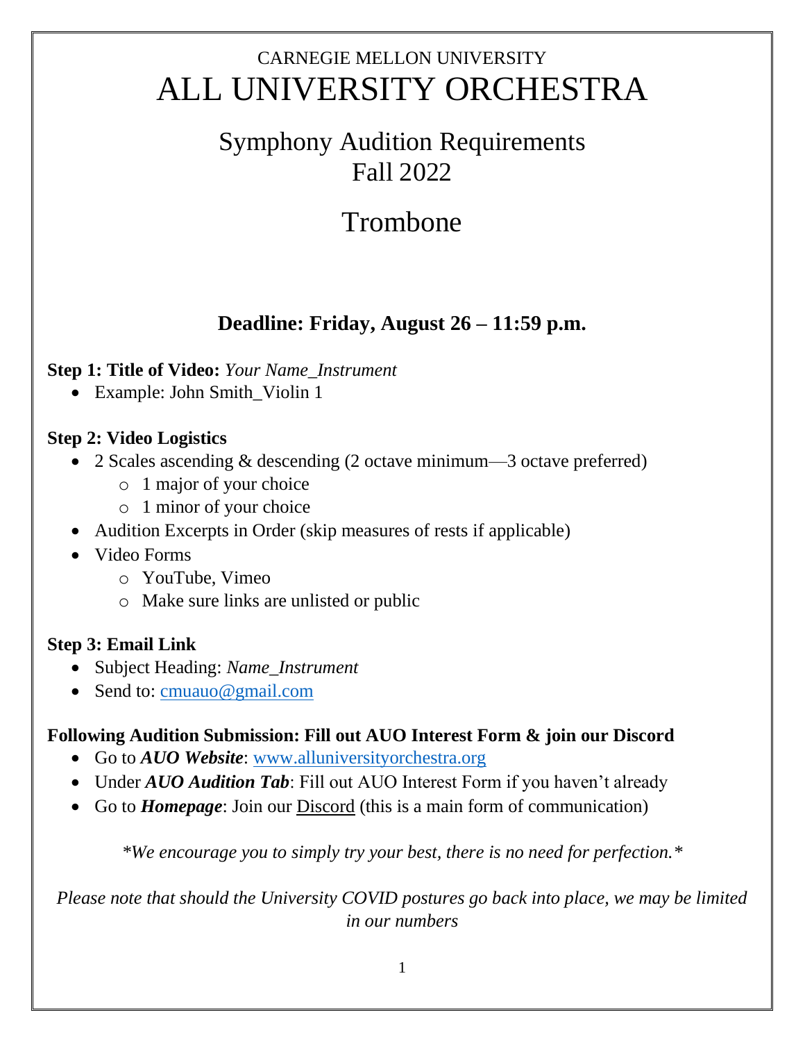# CARNEGIE MELLON UNIVERSITY
# ALL UNIVERSITY ORCHESTRA

## Symphony Audition Requirements
## Fall 2022

## Trombone

### Deadline: Friday, August 26 – 11:59 p.m.

**Step 1: Title of Video:** *Your Name_Instrument*

- Example: John Smith_Violin 1

**Step 2: Video Logistics**

- 2 Scales ascending & descending (2 octave minimum—3 octave preferred)
  - 1 major of your choice
  - 1 minor of your choice
- Audition Excerpts in Order (skip measures of rests if applicable)
- Video Forms
  - YouTube, Vimeo
  - Make sure links are unlisted or public

**Step 3: Email Link**

- Subject Heading: *Name_Instrument*
- Send to: cmuauo@gmail.com

**Following Audition Submission: Fill out AUO Interest Form & join our Discord**

- Go to ***AUO Website***: www.alluniversityorchestra.org
- Under ***AUO Audition Tab***: Fill out AUO Interest Form if you haven't already
- Go to ***Homepage***: Join our Discord (this is a main form of communication)

*\*We encourage you to simply try your best, there is no need for perfection.\**

*Please note that should the University COVID postures go back into place, we may be limited in our numbers*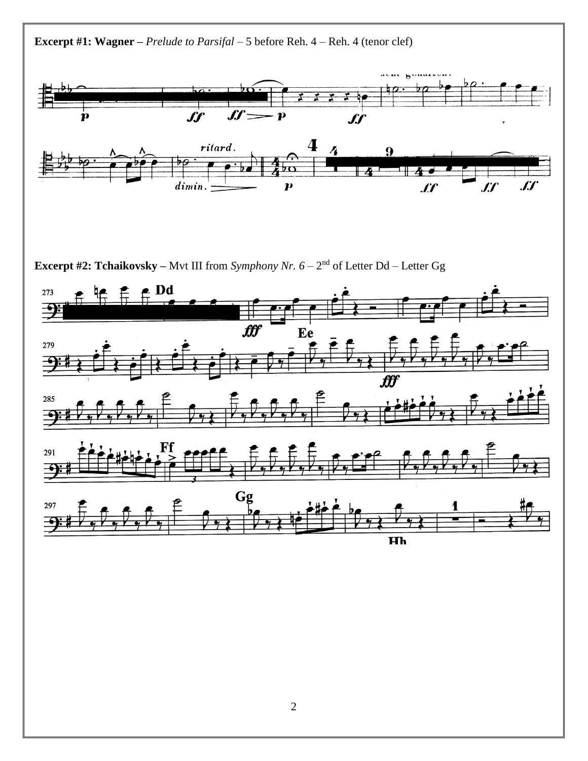**Excerpt #1: Wagner –** *Prelude to Parsifal* – 5 before Reh. 4 – Reh. 4 (tenor clef)

**Excerpt #2: Tchaikovsky –** Mvt III from *Symphony Nr. 6* – 2[nd] of Letter Dd – Letter Gg